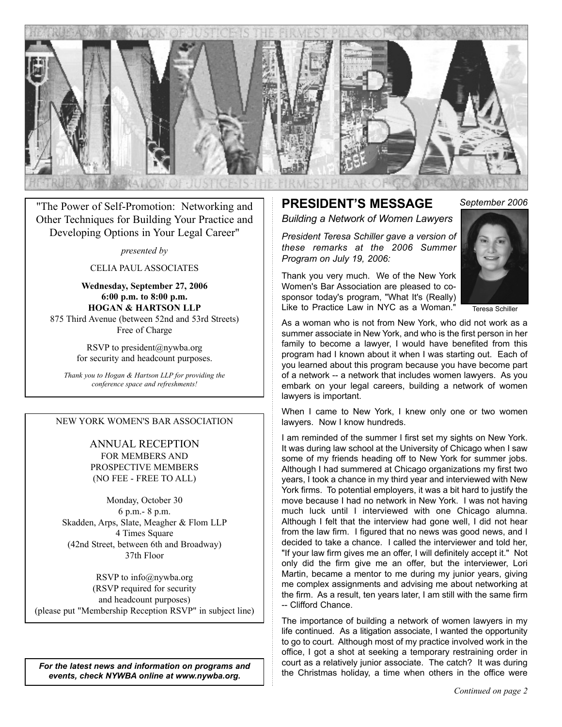# NYWBA

THE TRUE ADMINISTRATION OF JUSTICE IS THE FIRMEST PILLAR OF GOOD GOVERNMENT

"The Power of Self-Promotion: Networking and Other Techniques for Building Your Practice and Developing Options in Your Legal Career"

*presented by*

CELIA PAUL ASSOCIATES

**Wednesday, September 27, 2006**
**6:00 p.m. to 8:00 p.m.**
**HOGAN & HARTSON LLP**
875 Third Avenue (between 52nd and 53rd Streets)
Free of Charge

RSVP to president@nywba.org
for security and headcount purposes.

*Thank you to Hogan & Hartson LLP for providing the conference space and refreshments!*

---

NEW YORK WOMEN'S BAR ASSOCIATION

ANNUAL RECEPTION
FOR MEMBERS AND
PROSPECTIVE MEMBERS
(NO FEE - FREE TO ALL)

Monday, October 30
6 p.m.- 8 p.m.
Skadden, Arps, Slate, Meagher & Flom LLP
4 Times Square
(42nd Street, between 6th and Broadway)
37th Floor

RSVP to info@nywba.org
(RSVP required for security
and headcount purposes)
(please put "Membership Reception RSVP" in subject line)

---

***For the latest news and information on programs and events, check NYWBA online at www.nywba.org.***

---

## PRESIDENT'S MESSAGE

*September 2006*

### *Building a Network of Women Lawyers*

*President Teresa Schiller gave a version of these remarks at the 2006 Summer Program on July 19, 2006:*

Teresa Schiller

Thank you very much. We of the New York Women's Bar Association are pleased to co-sponsor today's program, "What It's (Really) Like to Practice Law in NYC as a Woman."

As a woman who is not from New York, who did not work as a summer associate in New York, and who is the first person in her family to become a lawyer, I would have benefited from this program had I known about it when I was starting out. Each of you learned about this program because you have become part of a network -- a network that includes women lawyers. As you embark on your legal careers, building a network of women lawyers is important.

When I came to New York, I knew only one or two women lawyers. Now I know hundreds.

I am reminded of the summer I first set my sights on New York. It was during law school at the University of Chicago when I saw some of my friends heading off to New York for summer jobs. Although I had summered at Chicago organizations my first two years, I took a chance in my third year and interviewed with New York firms. To potential employers, it was a bit hard to justify the move because I had no network in New York. I was not having much luck until I interviewed with one Chicago alumna. Although I felt that the interview had gone well, I did not hear from the law firm. I figured that no news was good news, and I decided to take a chance. I called the interviewer and told her, "If your law firm gives me an offer, I will definitely accept it." Not only did the firm give me an offer, but the interviewer, Lori Martin, became a mentor to me during my junior years, giving me complex assignments and advising me about networking at the firm. As a result, ten years later, I am still with the same firm -- Clifford Chance.

The importance of building a network of women lawyers in my life continued. As a litigation associate, I wanted the opportunity to go to court. Although most of my practice involved work in the office, I got a shot at seeking a temporary restraining order in court as a relatively junior associate. The catch? It was during the Christmas holiday, a time when others in the office were

*Continued on page 2*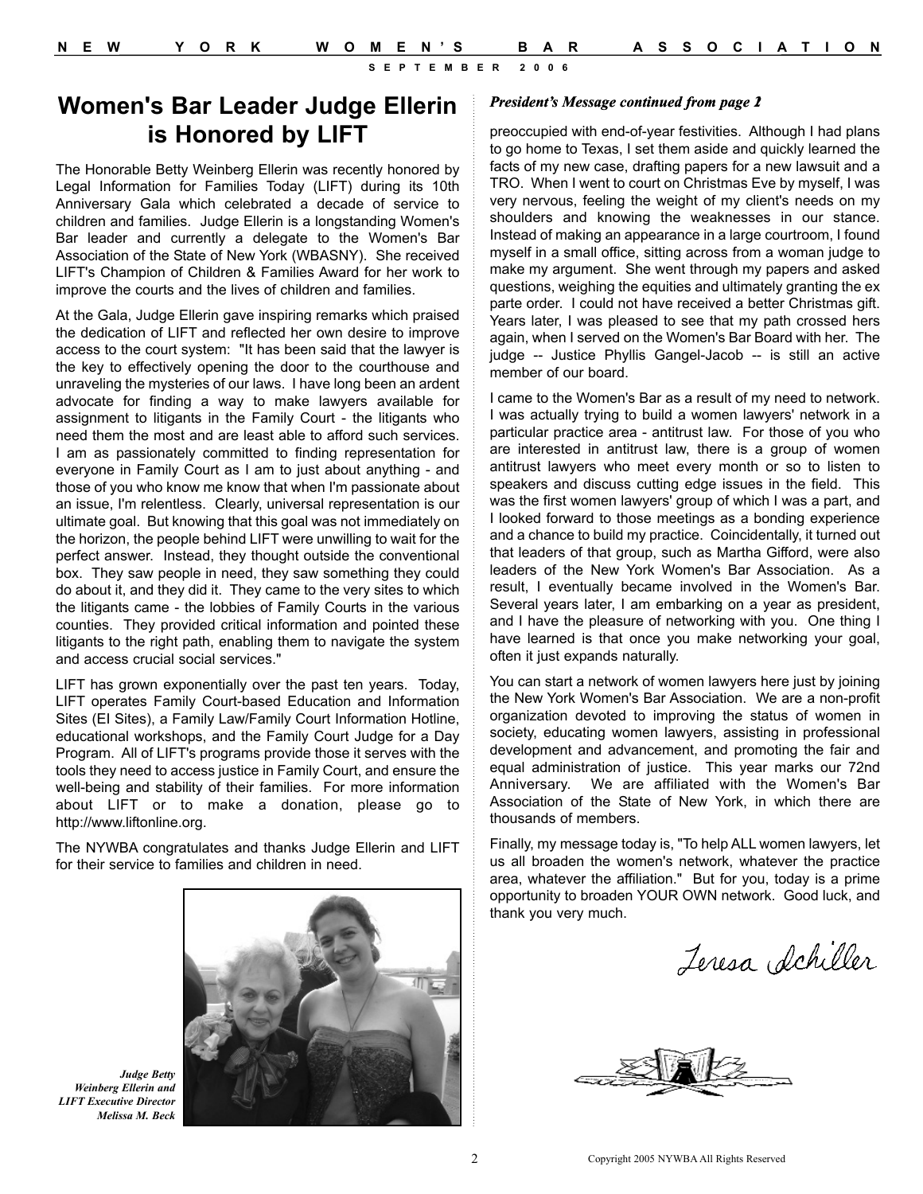# Women's Bar Leader Judge Ellerin is Honored by LIFT

The Honorable Betty Weinberg Ellerin was recently honored by Legal Information for Families Today (LIFT) during its 10th Anniversary Gala which celebrated a decade of service to children and families. Judge Ellerin is a longstanding Women's Bar leader and currently a delegate to the Women's Bar Association of the State of New York (WBASNY). She received LIFT's Champion of Children & Families Award for her work to improve the courts and the lives of children and families.

At the Gala, Judge Ellerin gave inspiring remarks which praised the dedication of LIFT and reflected her own desire to improve access to the court system: "It has been said that the lawyer is the key to effectively opening the door to the courthouse and unraveling the mysteries of our laws. I have long been an ardent advocate for finding a way to make lawyers available for assignment to litigants in the Family Court - the litigants who need them the most and are least able to afford such services. I am as passionately committed to finding representation for everyone in Family Court as I am to just about anything - and those of you who know me know that when I'm passionate about an issue, I'm relentless. Clearly, universal representation is our ultimate goal. But knowing that this goal was not immediately on the horizon, the people behind LIFT were unwilling to wait for the perfect answer. Instead, they thought outside the conventional box. They saw people in need, they saw something they could do about it, and they did it. They came to the very sites to which the litigants came - the lobbies of Family Courts in the various counties. They provided critical information and pointed these litigants to the right path, enabling them to navigate the system and access crucial social services."

LIFT has grown exponentially over the past ten years. Today, LIFT operates Family Court-based Education and Information Sites (EI Sites), a Family Law/Family Court Information Hotline, educational workshops, and the Family Court Judge for a Day Program. All of LIFT's programs provide those it serves with the tools they need to access justice in Family Court, and ensure the well-being and stability of their families. For more information about LIFT or to make a donation, please go to http://www.liftonline.org.

The NYWBA congratulates and thanks Judge Ellerin and LIFT for their service to families and children in need.

*Judge Betty Weinberg Ellerin and LIFT Executive Director Melissa M. Beck*

***President's Message continued from page 1***

preoccupied with end-of-year festivities. Although I had plans to go home to Texas, I set them aside and quickly learned the facts of my new case, drafting papers for a new lawsuit and a TRO. When I went to court on Christmas Eve by myself, I was very nervous, feeling the weight of my client's needs on my shoulders and knowing the weaknesses in our stance. Instead of making an appearance in a large courtroom, I found myself in a small office, sitting across from a woman judge to make my argument. She went through my papers and asked questions, weighing the equities and ultimately granting the ex parte order. I could not have received a better Christmas gift. Years later, I was pleased to see that my path crossed hers again, when I served on the Women's Bar Board with her. The judge -- Justice Phyllis Gangel-Jacob -- is still an active member of our board.

I came to the Women's Bar as a result of my need to network. I was actually trying to build a women lawyers' network in a particular practice area - antitrust law. For those of you who are interested in antitrust law, there is a group of women antitrust lawyers who meet every month or so to listen to speakers and discuss cutting edge issues in the field. This was the first women lawyers' group of which I was a part, and I looked forward to those meetings as a bonding experience and a chance to build my practice. Coincidentally, it turned out that leaders of that group, such as Martha Gifford, were also leaders of the New York Women's Bar Association. As a result, I eventually became involved in the Women's Bar. Several years later, I am embarking on a year as president, and I have the pleasure of networking with you. One thing I have learned is that once you make networking your goal, often it just expands naturally.

You can start a network of women lawyers here just by joining the New York Women's Bar Association. We are a non-profit organization devoted to improving the status of women in society, educating women lawyers, assisting in professional development and advancement, and promoting the fair and equal administration of justice. This year marks our 72nd Anniversary. We are affiliated with the Women's Bar Association of the State of New York, in which there are thousands of members.

Finally, my message today is, "To help ALL women lawyers, let us all broaden the women's network, whatever the practice area, whatever the affiliation." But for you, today is a prime opportunity to broaden YOUR OWN network. Good luck, and thank you very much.

Teresa Schiller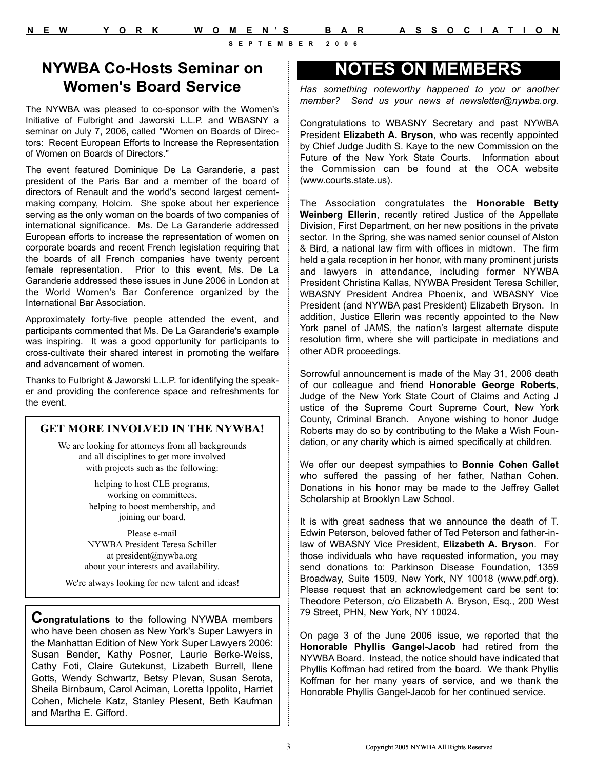## NYWBA Co-Hosts Seminar on Women's Board Service

The NYWBA was pleased to co-sponsor with the Women's Initiative of Fulbright and Jaworski L.L.P. and WBASNY a seminar on July 7, 2006, called "Women on Boards of Directors: Recent European Efforts to Increase the Representation of Women on Boards of Directors."

The event featured Dominique De La Garanderie, a past president of the Paris Bar and a member of the board of directors of Renault and the world's second largest cement-making company, Holcim. She spoke about her experience serving as the only woman on the boards of two companies of international significance. Ms. De La Garanderie addressed European efforts to increase the representation of women on corporate boards and recent French legislation requiring that the boards of all French companies have twenty percent female representation. Prior to this event, Ms. De La Garanderie addressed these issues in June 2006 in London at the World Women's Bar Conference organized by the International Bar Association.

Approximately forty-five people attended the event, and participants commented that Ms. De La Garanderie's example was inspiring. It was a good opportunity for participants to cross-cultivate their shared interest in promoting the welfare and advancement of women.

Thanks to Fulbright & Jaworski L.L.P. for identifying the speaker and providing the conference space and refreshments for the event.

### GET MORE INVOLVED IN THE NYWBA!

We are looking for attorneys from all backgrounds and all disciplines to get more involved with projects such as the following:

helping to host CLE programs,
working on committees,
helping to boost membership, and
joining our board.

Please e-mail NYWBA President Teresa Schiller at president@nywba.org about your interests and availability.

We're always looking for new talent and ideas!

**Congratulations** to the following NYWBA members who have been chosen as New York's Super Lawyers in the Manhattan Edition of New York Super Lawyers 2006: Susan Bender, Kathy Posner, Laurie Berke-Weiss, Cathy Foti, Claire Gutekunst, Lizabeth Burrell, Ilene Gotts, Wendy Schwartz, Betsy Plevan, Susan Serota, Sheila Birnbaum, Carol Aciman, Loretta Ippolito, Harriet Cohen, Michele Katz, Stanley Plesent, Beth Kaufman and Martha E. Gifford.

## NOTES ON MEMBERS

*Has something noteworthy happened to you or another member? Send us your news at newsletter@nywba.org.*

Congratulations to WBASNY Secretary and past NYWBA President **Elizabeth A. Bryson**, who was recently appointed by Chief Judge Judith S. Kaye to the new Commission on the Future of the New York State Courts. Information about the Commission can be found at the OCA website (www.courts.state.us).

The Association congratulates the **Honorable Betty Weinberg Ellerin**, recently retired Justice of the Appellate Division, First Department, on her new positions in the private sector. In the Spring, she was named senior counsel of Alston & Bird, a national law firm with offices in midtown. The firm held a gala reception in her honor, with many prominent jurists and lawyers in attendance, including former NYWBA President Christina Kallas, NYWBA President Teresa Schiller, WBASNY President Andrea Phoenix, and WBASNY Vice President (and NYWBA past President) Elizabeth Bryson. In addition, Justice Ellerin was recently appointed to the New York panel of JAMS, the nation's largest alternate dispute resolution firm, where she will participate in mediations and other ADR proceedings.

Sorrowful announcement is made of the May 31, 2006 death of our colleague and friend **Honorable George Roberts**, Judge of the New York State Court of Claims and Acting J ustice of the Supreme Court Supreme Court, New York County, Criminal Branch. Anyone wishing to honor Judge Roberts may do so by contributing to the Make a Wish Foundation, or any charity which is aimed specifically at children.

We offer our deepest sympathies to **Bonnie Cohen Gallet** who suffered the passing of her father, Nathan Cohen. Donations in his honor may be made to the Jeffrey Gallet Scholarship at Brooklyn Law School.

It is with great sadness that we announce the death of T. Edwin Peterson, beloved father of Ted Peterson and father-in-law of WBASNY Vice President, **Elizabeth A. Bryson**. For those individuals who have requested information, you may send donations to: Parkinson Disease Foundation, 1359 Broadway, Suite 1509, New York, NY 10018 (www.pdf.org). Please request that an acknowledgement card be sent to: Theodore Peterson, c/o Elizabeth A. Bryson, Esq., 200 West 79 Street, PHN, New York, NY 10024.

On page 3 of the June 2006 issue, we reported that the **Honorable Phyllis Gangel-Jacob** had retired from the NYWBA Board. Instead, the notice should have indicated that Phyllis Koffman had retired from the board. We thank Phyllis Koffman for her many years of service, and we thank the Honorable Phyllis Gangel-Jacob for her continued service.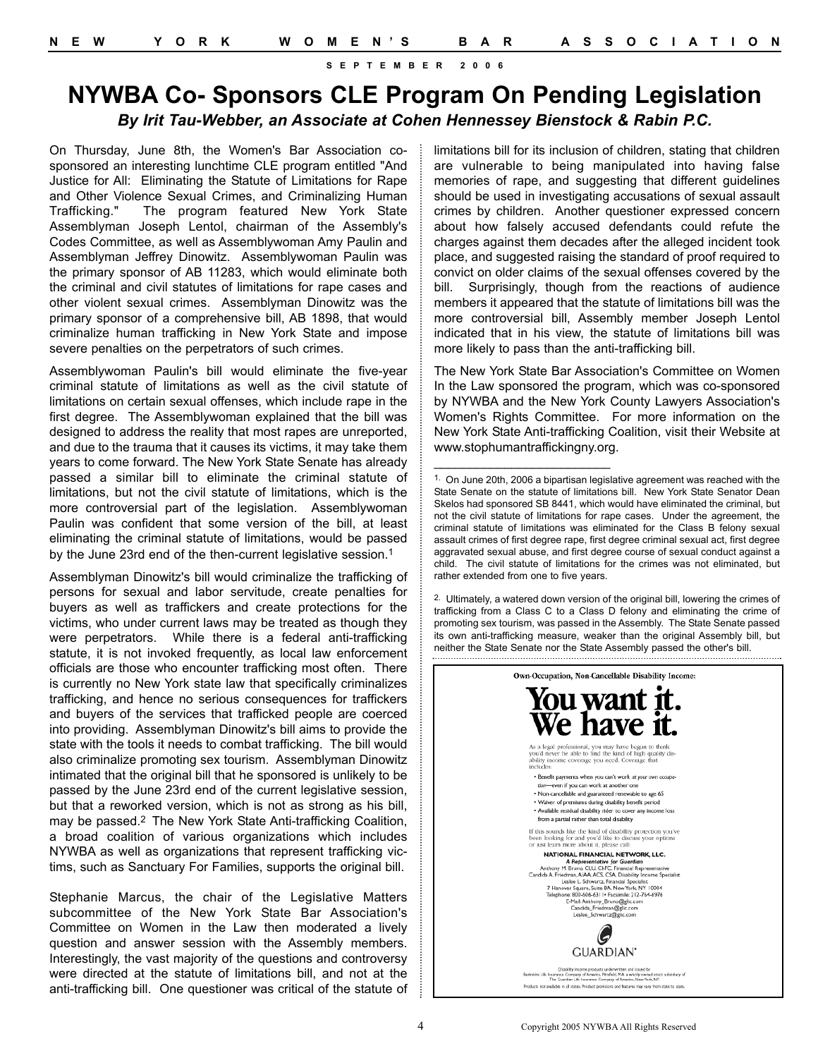# NYWBA Co- Sponsors CLE Program On Pending Legislation

***By Irit Tau-Webber, an Associate at Cohen Hennessey Bienstock & Rabin P.C.***

On Thursday, June 8th, the Women's Bar Association co-sponsored an interesting lunchtime CLE program entitled "And Justice for All: Eliminating the Statute of Limitations for Rape and Other Violence Sexual Crimes, and Criminalizing Human Trafficking." The program featured New York State Assemblyman Joseph Lentol, chairman of the Assembly's Codes Committee, as well as Assemblywoman Amy Paulin and Assemblyman Jeffrey Dinowitz. Assemblywoman Paulin was the primary sponsor of AB 11283, which would eliminate both the criminal and civil statutes of limitations for rape cases and other violent sexual crimes. Assemblyman Dinowitz was the primary sponsor of a comprehensive bill, AB 1898, that would criminalize human trafficking in New York State and impose severe penalties on the perpetrators of such crimes.

Assemblywoman Paulin's bill would eliminate the five-year criminal statute of limitations as well as the civil statute of limitations on certain sexual offenses, which include rape in the first degree. The Assemblywoman explained that the bill was designed to address the reality that most rapes are unreported, and due to the trauma that it causes its victims, it may take them years to come forward. The New York State Senate has already passed a similar bill to eliminate the criminal statute of limitations, but not the civil statute of limitations, which is the more controversial part of the legislation. Assemblywoman Paulin was confident that some version of the bill, at least eliminating the criminal statute of limitations, would be passed by the June 23rd end of the then-current legislative session.[1]

Assemblyman Dinowitz's bill would criminalize the trafficking of persons for sexual and labor servitude, create penalties for buyers as well as traffickers and create protections for the victims, who under current laws may be treated as though they were perpetrators. While there is a federal anti-trafficking statute, it is not invoked frequently, as local law enforcement officials are those who encounter trafficking most often. There is currently no New York state law that specifically criminalizes trafficking, and hence no serious consequences for traffickers and buyers of the services that trafficked people are coerced into providing. Assemblyman Dinowitz's bill aims to provide the state with the tools it needs to combat trafficking. The bill would also criminalize promoting sex tourism. Assemblyman Dinowitz intimated that the original bill that he sponsored is unlikely to be passed by the June 23rd end of the current legislative session, but that a reworked version, which is not as strong as his bill, may be passed.[2] The New York State Anti-trafficking Coalition, a broad coalition of various organizations which includes NYWBA as well as organizations that represent trafficking victims, such as Sanctuary For Families, supports the original bill.

Stephanie Marcus, the chair of the Legislative Matters subcommittee of the New York State Bar Association's Committee on Women in the Law then moderated a lively question and answer session with the Assembly members. Interestingly, the vast majority of the questions and controversy were directed at the statute of limitations bill, and not at the anti-trafficking bill. One questioner was critical of the statute of limitations bill for its inclusion of children, stating that children are vulnerable to being manipulated into having false memories of rape, and suggesting that different guidelines should be used in investigating accusations of sexual assault crimes by children. Another questioner expressed concern about how falsely accused defendants could refute the charges against them decades after the alleged incident took place, and suggested raising the standard of proof required to convict on older claims of the sexual offenses covered by the bill. Surprisingly, though from the reactions of audience members it appeared that the statute of limitations bill was the more controversial bill, Assembly member Joseph Lentol indicated that in his view, the statute of limitations bill was more likely to pass than the anti-trafficking bill.

The New York State Bar Association's Committee on Women In the Law sponsored the program, which was co-sponsored by NYWBA and the New York County Lawyers Association's Women's Rights Committee. For more information on the New York State Anti-trafficking Coalition, visit their Website at www.stophumantraffickingny.org.

---

1. On June 20th, 2006 a bipartisan legislative agreement was reached with the State Senate on the statute of limitations bill. New York State Senator Dean Skelos had sponsored SB 8441, which would have eliminated the criminal, but not the civil statute of limitations for rape cases. Under the agreement, the criminal statute of limitations was eliminated for the Class B felony sexual assault crimes of first degree rape, first degree criminal sexual act, first degree aggravated sexual abuse, and first degree course of sexual conduct against a child. The civil statute of limitations for the crimes was not eliminated, but rather extended from one to five years.

2. Ultimately, a watered down version of the original bill, lowering the crimes of trafficking from a Class C to a Class D felony and eliminating the crime of promoting sex tourism, was passed in the Assembly. The State Senate passed its own anti-trafficking measure, weaker than the original Assembly bill, but neither the State Senate nor the State Assembly passed the other's bill.

---

**Own-Occupation, Non-Cancellable Disability Income:**

# You want it. We have it.

As a legal professional, you may have begun to think you'd never be able to find the kind of high quality disability income coverage you need. Coverage that includes:

- Benefit payments when you can't work at your own occupation—even if you can work at another one
- Non-cancellable and guaranteed renewable to age 65
- Waiver of premiums during disability benefit period
- Available residual disability rider to cover any income loss from a partial rather than total disability

If this sounds like the kind of disability protection you've been looking for and you'd like to discuss your options or just learn more about it, please call:

**NATIONAL FINANCIAL NETWORK, LLC.**
***A Representative for Guardian***
Anthony M. Bruno, CLU, ChFC, Financial Representative
Candida A. Friedman, AIAA, ACS, CSA, Disability Income Specialist
Leslee L. Schwartz, Financial Specialist
7 Hanover Square, Suite 8A, New York, NY 10004
Telephone: 800-606-6311 • Facsimile: 212-764-6976
E-Mail: Anthony_Bruno@glic.com
Candida_Friedman@glic.com
Leslee_Schwartz@glic.com

GUARDIAN®

Disability income products underwritten and issued by Berkshire Life Insurance Company of America, Pittsfield, MA, a wholly owned stock subsidiary of The Guardian Life Insurance Company of America, New York, NY.
Products not available in all states. Product provisions and features may vary from state to state.

Copyright 2005 NYWBA All Rights Reserved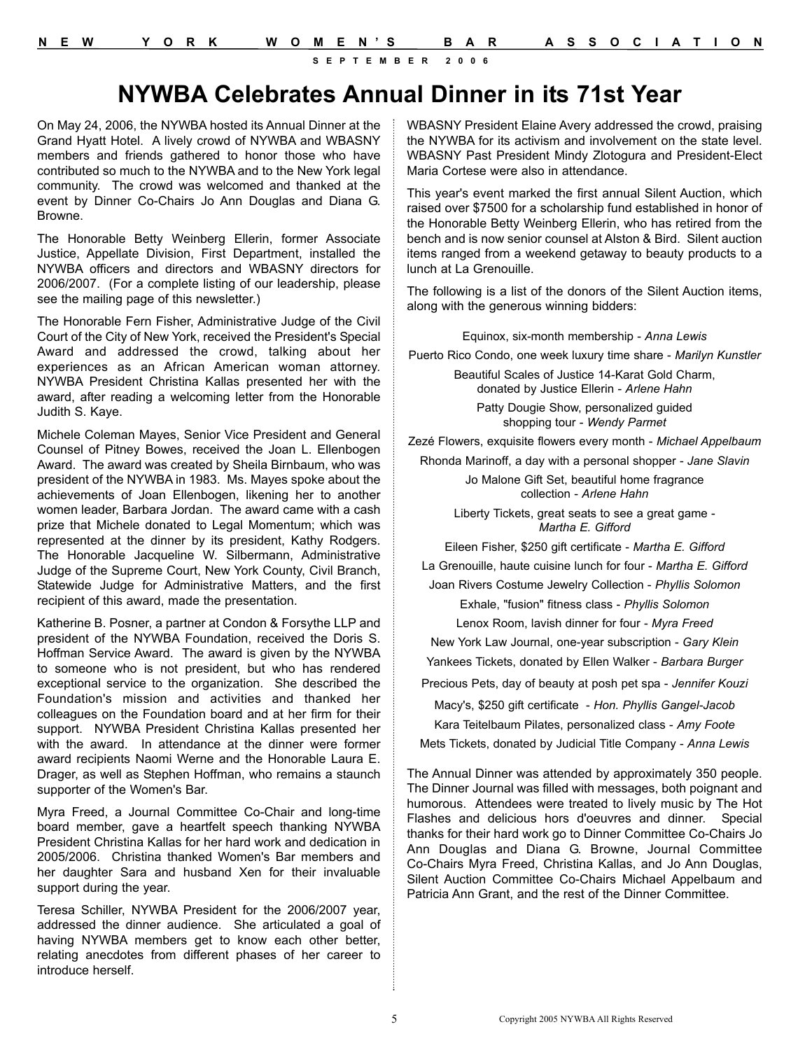# NYWBA Celebrates Annual Dinner in its 71st Year

On May 24, 2006, the NYWBA hosted its Annual Dinner at the Grand Hyatt Hotel. A lively crowd of NYWBA and WBASNY members and friends gathered to honor those who have contributed so much to the NYWBA and to the New York legal community. The crowd was welcomed and thanked at the event by Dinner Co-Chairs Jo Ann Douglas and Diana G. Browne.

The Honorable Betty Weinberg Ellerin, former Associate Justice, Appellate Division, First Department, installed the NYWBA officers and directors and WBASNY directors for 2006/2007. (For a complete listing of our leadership, please see the mailing page of this newsletter.)

The Honorable Fern Fisher, Administrative Judge of the Civil Court of the City of New York, received the President's Special Award and addressed the crowd, talking about her experiences as an African American woman attorney. NYWBA President Christina Kallas presented her with the award, after reading a welcoming letter from the Honorable Judith S. Kaye.

Michele Coleman Mayes, Senior Vice President and General Counsel of Pitney Bowes, received the Joan L. Ellenbogen Award. The award was created by Sheila Birnbaum, who was president of the NYWBA in 1983. Ms. Mayes spoke about the achievements of Joan Ellenbogen, likening her to another women leader, Barbara Jordan. The award came with a cash prize that Michele donated to Legal Momentum; which was represented at the dinner by its president, Kathy Rodgers. The Honorable Jacqueline W. Silbermann, Administrative Judge of the Supreme Court, New York County, Civil Branch, Statewide Judge for Administrative Matters, and the first recipient of this award, made the presentation.

Katherine B. Posner, a partner at Condon & Forsythe LLP and president of the NYWBA Foundation, received the Doris S. Hoffman Service Award. The award is given by the NYWBA to someone who is not president, but who has rendered exceptional service to the organization. She described the Foundation's mission and activities and thanked her colleagues on the Foundation board and at her firm for their support. NYWBA President Christina Kallas presented her with the award. In attendance at the dinner were former award recipients Naomi Werne and the Honorable Laura E. Drager, as well as Stephen Hoffman, who remains a staunch supporter of the Women's Bar.

Myra Freed, a Journal Committee Co-Chair and long-time board member, gave a heartfelt speech thanking NYWBA President Christina Kallas for her hard work and dedication in 2005/2006. Christina thanked Women's Bar members and her daughter Sara and husband Xen for their invaluable support during the year.

Teresa Schiller, NYWBA President for the 2006/2007 year, addressed the dinner audience. She articulated a goal of having NYWBA members get to know each other better, relating anecdotes from different phases of her career to introduce herself.

WBASNY President Elaine Avery addressed the crowd, praising the NYWBA for its activism and involvement on the state level. WBASNY Past President Mindy Zlotogura and President-Elect Maria Cortese were also in attendance.

This year's event marked the first annual Silent Auction, which raised over $7500 for a scholarship fund established in honor of the Honorable Betty Weinberg Ellerin, who has retired from the bench and is now senior counsel at Alston & Bird. Silent auction items ranged from a weekend getaway to beauty products to a lunch at La Grenouille.

The following is a list of the donors of the Silent Auction items, along with the generous winning bidders:

Equinox, six-month membership - *Anna Lewis*

Puerto Rico Condo, one week luxury time share - *Marilyn Kunstler*

Beautiful Scales of Justice 14-Karat Gold Charm, donated by Justice Ellerin - *Arlene Hahn*

Patty Dougie Show, personalized guided shopping tour - *Wendy Parmet*

Zezé Flowers, exquisite flowers every month - *Michael Appelbaum*

Rhonda Marinoff, a day with a personal shopper - *Jane Slavin*

Jo Malone Gift Set, beautiful home fragrance collection - *Arlene Hahn*

Liberty Tickets, great seats to see a great game - *Martha E. Gifford*

Eileen Fisher, $250 gift certificate - *Martha E. Gifford*

La Grenouille, haute cuisine lunch for four - *Martha E. Gifford*

Joan Rivers Costume Jewelry Collection - *Phyllis Solomon*

Exhale, "fusion" fitness class - *Phyllis Solomon*

Lenox Room, lavish dinner for four - *Myra Freed*

New York Law Journal, one-year subscription - *Gary Klein*

Yankees Tickets, donated by Ellen Walker - *Barbara Burger*

Precious Pets, day of beauty at posh pet spa - *Jennifer Kouzi*

Macy's, $250 gift certificate - *Hon. Phyllis Gangel-Jacob*

Kara Teitelbaum Pilates, personalized class - *Amy Foote*

Mets Tickets, donated by Judicial Title Company - *Anna Lewis*

The Annual Dinner was attended by approximately 350 people. The Dinner Journal was filled with messages, both poignant and humorous. Attendees were treated to lively music by The Hot Flashes and delicious hors d'oeuvres and dinner. Special thanks for their hard work go to Dinner Committee Co-Chairs Jo Ann Douglas and Diana G. Browne, Journal Committee Co-Chairs Myra Freed, Christina Kallas, and Jo Ann Douglas, Silent Auction Committee Co-Chairs Michael Appelbaum and Patricia Ann Grant, and the rest of the Dinner Committee.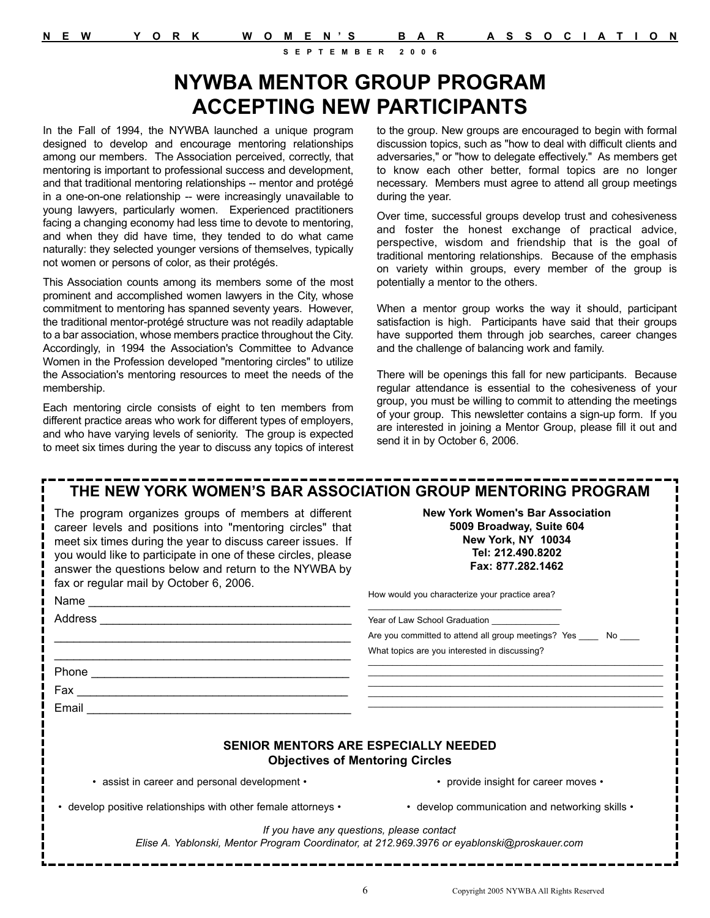# NYWBA MENTOR GROUP PROGRAM ACCEPTING NEW PARTICIPANTS

In the Fall of 1994, the NYWBA launched a unique program designed to develop and encourage mentoring relationships among our members. The Association perceived, correctly, that mentoring is important to professional success and development, and that traditional mentoring relationships -- mentor and protégé in a one-on-one relationship -- were increasingly unavailable to young lawyers, particularly women. Experienced practitioners facing a changing economy had less time to devote to mentoring, and when they did have time, they tended to do what came naturally: they selected younger versions of themselves, typically not women or persons of color, as their protégés.

This Association counts among its members some of the most prominent and accomplished women lawyers in the City, whose commitment to mentoring has spanned seventy years. However, the traditional mentor-protégé structure was not readily adaptable to a bar association, whose members practice throughout the City. Accordingly, in 1994 the Association's Committee to Advance Women in the Profession developed "mentoring circles" to utilize the Association's mentoring resources to meet the needs of the membership.

Each mentoring circle consists of eight to ten members from different practice areas who work for different types of employers, and who have varying levels of seniority. The group is expected to meet six times during the year to discuss any topics of interest to the group. New groups are encouraged to begin with formal discussion topics, such as "how to deal with difficult clients and adversaries," or "how to delegate effectively." As members get to know each other better, formal topics are no longer necessary. Members must agree to attend all group meetings during the year.

Over time, successful groups develop trust and cohesiveness and foster the honest exchange of practical advice, perspective, wisdom and friendship that is the goal of traditional mentoring relationships. Because of the emphasis on variety within groups, every member of the group is potentially a mentor to the others.

When a mentor group works the way it should, participant satisfaction is high. Participants have said that their groups have supported them through job searches, career changes and the challenge of balancing work and family.

There will be openings this fall for new participants. Because regular attendance is essential to the cohesiveness of your group, you must be willing to commit to attending the meetings of your group. This newsletter contains a sign-up form. If you are interested in joining a Mentor Group, please fill it out and send it in by October 6, 2006.

## THE NEW YORK WOMEN'S BAR ASSOCIATION GROUP MENTORING PROGRAM

The program organizes groups of members at different career levels and positions into "mentoring circles" that meet six times during the year to discuss career issues. If you would like to participate in one of these circles, please answer the questions below and return to the NYWBA by fax or regular mail by October 6, 2006.

**New York Women's Bar Association**
**5009 Broadway, Suite 604**
**New York, NY 10034**
**Tel: 212.490.8202**
**Fax: 877.282.1462**

Name ________________________________________

Address ________________________________________

________________________________________

________________________________________

Phone ________________________________________

Fax ________________________________________

Email ________________________________________

How would you characterize your practice area? ________________________________

Year of Law School Graduation ______________

Are you committed to attend all group meetings? Yes ____ No ____

What topics are you interested in discussing?

________________________________________

________________________________________

________________________________________

________________________________________

________________________________________

**SENIOR MENTORS ARE ESPECIALLY NEEDED**
**Objectives of Mentoring Circles**

- assist in career and personal development
- provide insight for career moves
- develop positive relationships with other female attorneys
- develop communication and networking skills

*If you have any questions, please contact*
*Elise A. Yablonski, Mentor Program Coordinator, at 212.969.3976 or eyablonski@proskauer.com*

Copyright 2005 NYWBA All Rights Reserved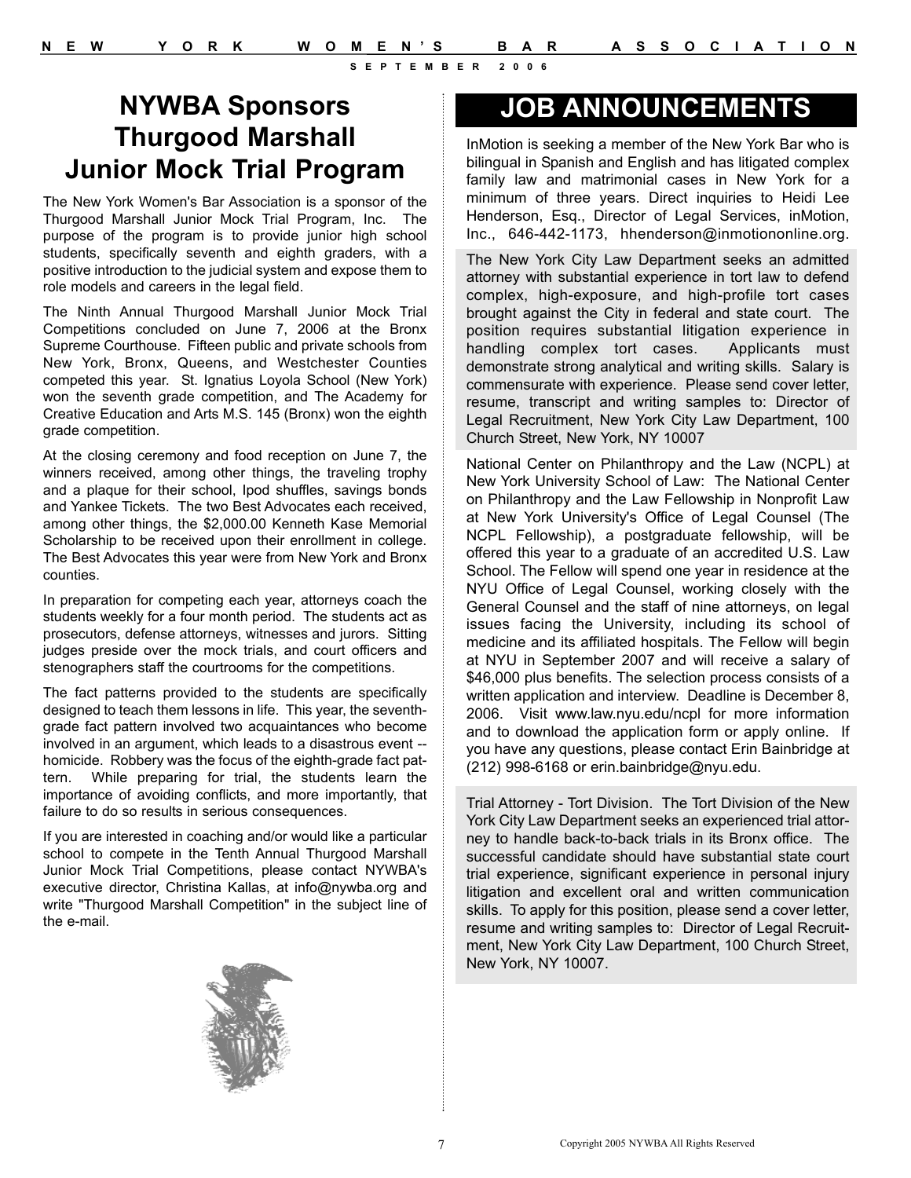# NYWBA Sponsors Thurgood Marshall Junior Mock Trial Program

The New York Women's Bar Association is a sponsor of the Thurgood Marshall Junior Mock Trial Program, Inc. The purpose of the program is to provide junior high school students, specifically seventh and eighth graders, with a positive introduction to the judicial system and expose them to role models and careers in the legal field.

The Ninth Annual Thurgood Marshall Junior Mock Trial Competitions concluded on June 7, 2006 at the Bronx Supreme Courthouse. Fifteen public and private schools from New York, Bronx, Queens, and Westchester Counties competed this year. St. Ignatius Loyola School (New York) won the seventh grade competition, and The Academy for Creative Education and Arts M.S. 145 (Bronx) won the eighth grade competition.

At the closing ceremony and food reception on June 7, the winners received, among other things, the traveling trophy and a plaque for their school, Ipod shuffles, savings bonds and Yankee Tickets. The two Best Advocates each received, among other things, the $2,000.00 Kenneth Kase Memorial Scholarship to be received upon their enrollment in college. The Best Advocates this year were from New York and Bronx counties.

In preparation for competing each year, attorneys coach the students weekly for a four month period. The students act as prosecutors, defense attorneys, witnesses and jurors. Sitting judges preside over the mock trials, and court officers and stenographers staff the courtrooms for the competitions.

The fact patterns provided to the students are specifically designed to teach them lessons in life. This year, the seventh-grade fact pattern involved two acquaintances who become involved in an argument, which leads to a disastrous event -- homicide. Robbery was the focus of the eighth-grade fact pattern. While preparing for trial, the students learn the importance of avoiding conflicts, and more importantly, that failure to do so results in serious consequences.

If you are interested in coaching and/or would like a particular school to compete in the Tenth Annual Thurgood Marshall Junior Mock Trial Competitions, please contact NYWBA's executive director, Christina Kallas, at info@nywba.org and write "Thurgood Marshall Competition" in the subject line of the e-mail.

# JOB ANNOUNCEMENTS

InMotion is seeking a member of the New York Bar who is bilingual in Spanish and English and has litigated complex family law and matrimonial cases in New York for a minimum of three years. Direct inquiries to Heidi Lee Henderson, Esq., Director of Legal Services, inMotion, Inc., 646-442-1173, hhenderson@inmotiononline.org.

The New York City Law Department seeks an admitted attorney with substantial experience in tort law to defend complex, high-exposure, and high-profile tort cases brought against the City in federal and state court. The position requires substantial litigation experience in handling complex tort cases. Applicants must demonstrate strong analytical and writing skills. Salary is commensurate with experience. Please send cover letter, resume, transcript and writing samples to: Director of Legal Recruitment, New York City Law Department, 100 Church Street, New York, NY 10007

National Center on Philanthropy and the Law (NCPL) at New York University School of Law: The National Center on Philanthropy and the Law Fellowship in Nonprofit Law at New York University's Office of Legal Counsel (The NCPL Fellowship), a postgraduate fellowship, will be offered this year to a graduate of an accredited U.S. Law School. The Fellow will spend one year in residence at the NYU Office of Legal Counsel, working closely with the General Counsel and the staff of nine attorneys, on legal issues facing the University, including its school of medicine and its affiliated hospitals. The Fellow will begin at NYU in September 2007 and will receive a salary of $46,000 plus benefits. The selection process consists of a written application and interview. Deadline is December 8, 2006. Visit www.law.nyu.edu/ncpl for more information and to download the application form or apply online. If you have any questions, please contact Erin Bainbridge at (212) 998-6168 or erin.bainbridge@nyu.edu.

Trial Attorney - Tort Division. The Tort Division of the New York City Law Department seeks an experienced trial attorney to handle back-to-back trials in its Bronx office. The successful candidate should have substantial state court trial experience, significant experience in personal injury litigation and excellent oral and written communication skills. To apply for this position, please send a cover letter, resume and writing samples to: Director of Legal Recruitment, New York City Law Department, 100 Church Street, New York, NY 10007.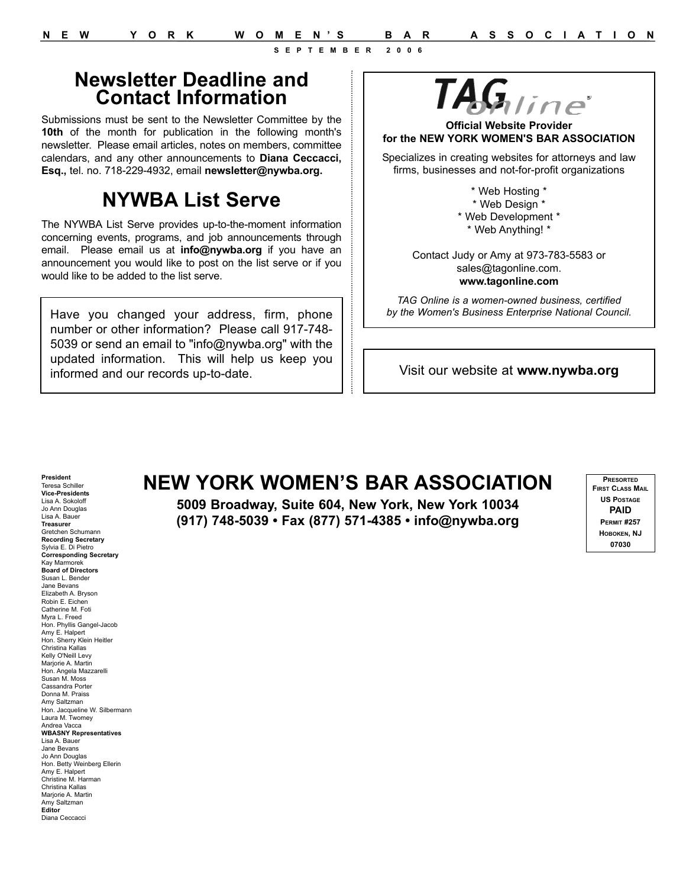## Newsletter Deadline and Contact Information

Submissions must be sent to the Newsletter Committee by the **10th** of the month for publication in the following month's newsletter. Please email articles, notes on members, committee calendars, and any other announcements to **Diana Ceccacci, Esq.,** tel. no. 718-229-4932, email **newsletter@nywba.org.**

## NYWBA List Serve

The NYWBA List Serve provides up-to-the-moment information concerning events, programs, and job announcements through email. Please email us at **info@nywba.org** if you have an announcement you would like to post on the list serve or if you would like to be added to the list serve.

Have you changed your address, firm, phone number or other information? Please call 917-748-5039 or send an email to "info@nywba.org" with the updated information. This will help us keep you informed and our records up-to-date.

TAG online

**Official Website Provider for the NEW YORK WOMEN'S BAR ASSOCIATION**

Specializes in creating websites for attorneys and law firms, businesses and not-for-profit organizations

* Web Hosting *
* Web Design *
* Web Development *
* Web Anything! *

Contact Judy or Amy at 973-783-5583 or sales@tagonline.com.
**www.tagonline.com**

*TAG Online is a women-owned business, certified by the Women's Business Enterprise National Council.*

Visit our website at **www.nywba.org**

**President**
Teresa Schiller
**Vice-Presidents**
Lisa A. Sokoloff
Jo Ann Douglas
Lisa A. Bauer
**Treasurer**
Gretchen Schumann
**Recording Secretary**
Sylvia E. Di Pietro
**Corresponding Secretary**
Kay Marmorek
**Board of Directors**
Susan L. Bender
Jane Bevans
Elizabeth A. Bryson
Robin E. Eichen
Catherine M. Foti
Myra L. Freed
Hon. Phyllis Gangel-Jacob
Amy E. Halpert
Hon. Sherry Klein Heitler
Christina Kallas
Kelly O'Neill Levy
Marjorie A. Martin
Hon. Angela Mazzarelli
Susan M. Moss
Cassandra Porter
Donna M. Praiss
Amy Saltzman
Hon. Jacqueline W. Silbermann
Laura M. Twomey
Andrea Vacca
**WBASNY Representatives**
Lisa A. Bauer
Jane Bevans
Jo Ann Douglas
Hon. Betty Weinberg Ellerin
Amy E. Halpert
Christine M. Harman
Christina Kallas
Marjorie A. Martin
Amy Saltzman
**Editor**
Diana Ceccacci

## NEW YORK WOMEN'S BAR ASSOCIATION

**5009 Broadway, Suite 604, New York, New York 10034**
**(917) 748-5039 • Fax (877) 571-4385 • info@nywba.org**

PRESORTED
FIRST CLASS MAIL
US POSTAGE
**PAID**
PERMIT #257
HOBOKEN, NJ
07030